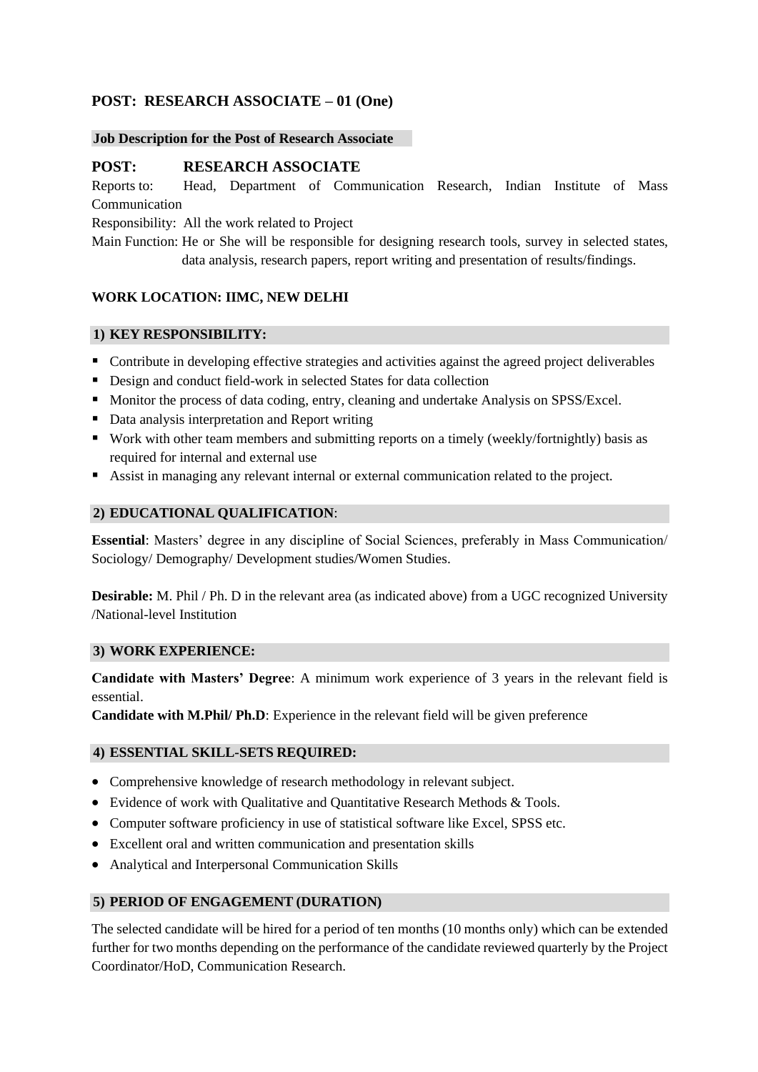## POST: RESEARCH ASSOCIATE – 01 (One)

**Job Description for the Post of Research Associate**

### POST: RESEARCH ASSOCIATE

Reports to: Head, Department of Communication Research, Indian Institute of Mass Communication

Responsibility: All the work related to Project

Main Function: He or She will be responsible for designing research tools, survey in selected states, data analysis, research papers, report writing and presentation of results/findings.

**WORK LOCATION: IIMC, NEW DELHI**

### 1) KEY RESPONSIBILITY:

- Contribute in developing effective strategies and activities against the agreed project deliverables
- Design and conduct field-work in selected States for data collection
- Monitor the process of data coding, entry, cleaning and undertake Analysis on SPSS/Excel.
- Data analysis interpretation and Report writing
- Work with other team members and submitting reports on a timely (weekly/fortnightly) basis as required for internal and external use
- Assist in managing any relevant internal or external communication related to the project.

### 2) EDUCATIONAL QUALIFICATION:

**Essential**: Masters' degree in any discipline of Social Sciences, preferably in Mass Communication/ Sociology/ Demography/ Development studies/Women Studies.

**Desirable:** M. Phil / Ph. D in the relevant area (as indicated above) from a UGC recognized University /National-level Institution

### 3) WORK EXPERIENCE:

**Candidate with Masters' Degree**: A minimum work experience of 3 years in the relevant field is essential.

**Candidate with M.Phil/ Ph.D**: Experience in the relevant field will be given preference

### 4) ESSENTIAL SKILL-SETS REQUIRED:

- Comprehensive knowledge of research methodology in relevant subject.
- Evidence of work with Qualitative and Quantitative Research Methods & Tools.
- Computer software proficiency in use of statistical software like Excel, SPSS etc.
- Excellent oral and written communication and presentation skills
- Analytical and Interpersonal Communication Skills

### 5) PERIOD OF ENGAGEMENT (DURATION)

The selected candidate will be hired for a period of ten months (10 months only) which can be extended further for two months depending on the performance of the candidate reviewed quarterly by the Project Coordinator/HoD, Communication Research.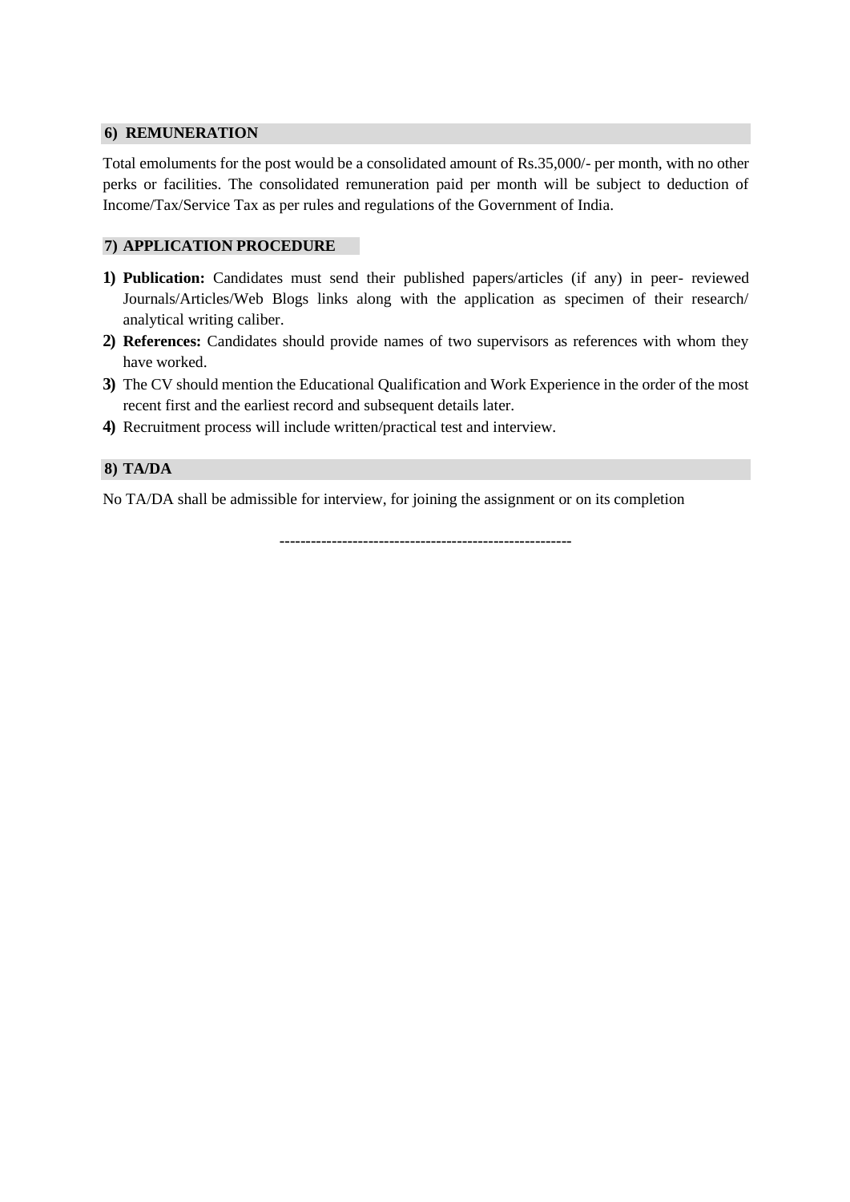## 6) REMUNERATION

Total emoluments for the post would be a consolidated amount of Rs.35,000/- per month, with no other perks or facilities. The consolidated remuneration paid per month will be subject to deduction of Income/Tax/Service Tax as per rules and regulations of the Government of India.

## 7) APPLICATION PROCEDURE

1) **Publication:** Candidates must send their published papers/articles (if any) in peer- reviewed Journals/Articles/Web Blogs links along with the application as specimen of their research/ analytical writing caliber.
2) **References:** Candidates should provide names of two supervisors as references with whom they have worked.
3) The CV should mention the Educational Qualification and Work Experience in the order of the most recent first and the earliest record and subsequent details later.
4) Recruitment process will include written/practical test and interview.

## 8) TA/DA

No TA/DA shall be admissible for interview, for joining the assignment or on its completion

---------------------------------------------------------